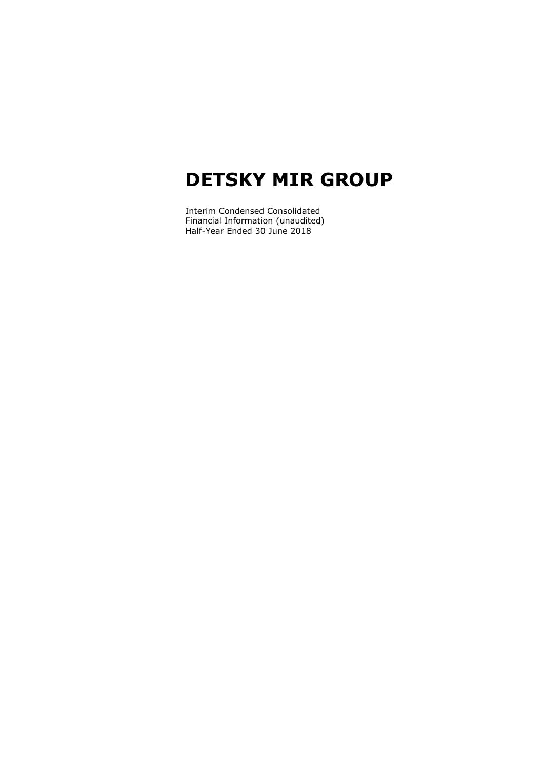# DETSKY MIR GROUP

Interim Condensed Consolidated
Financial Information (unaudited)
Half-Year Ended 30 June 2018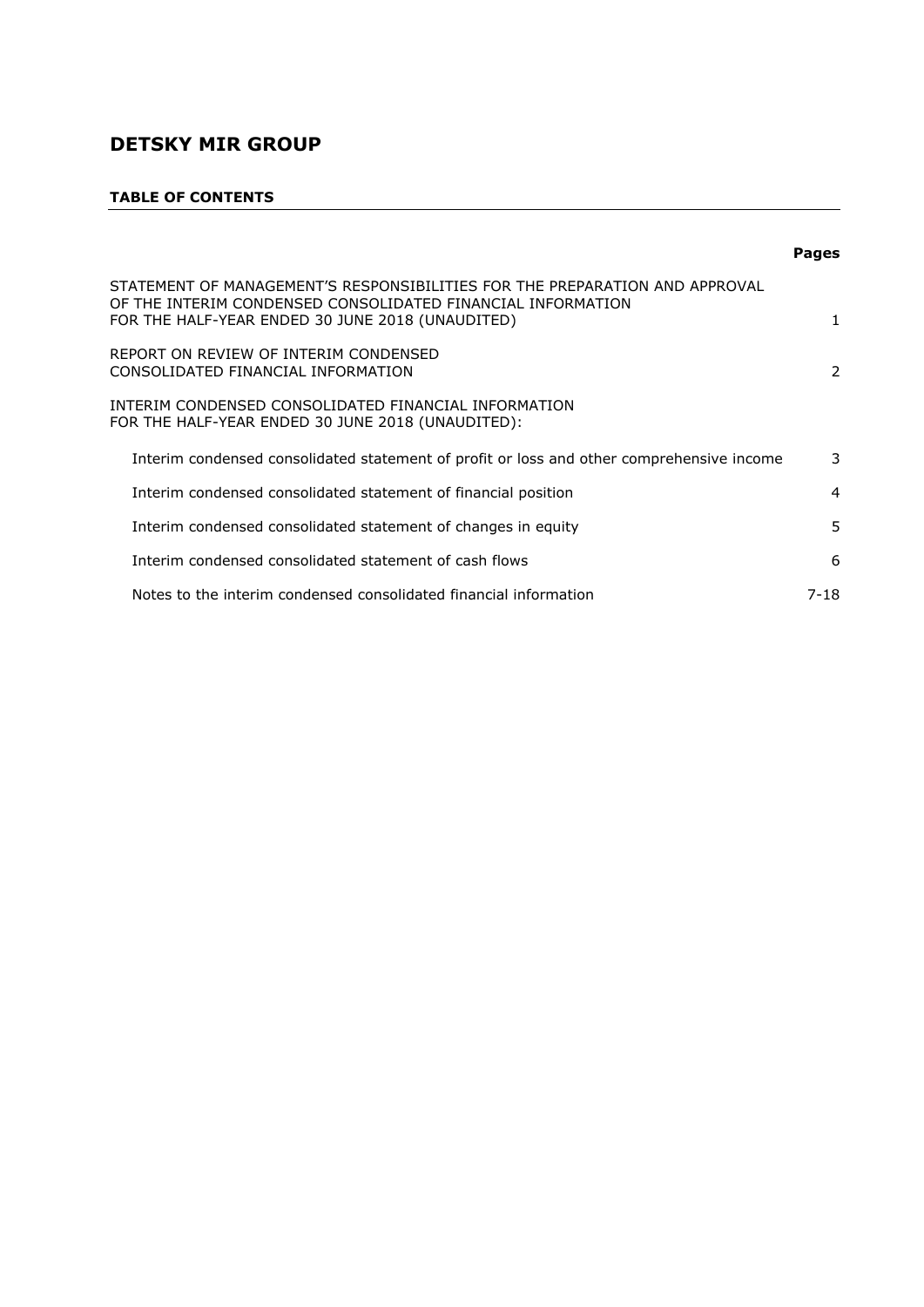# DETSKY MIR GROUP

**TABLE OF CONTENTS**

| | Pages |
|---|---|
| STATEMENT OF MANAGEMENT'S RESPONSIBILITIES FOR THE PREPARATION AND APPROVAL OF THE INTERIM CONDENSED CONSOLIDATED FINANCIAL INFORMATION FOR THE HALF-YEAR ENDED 30 JUNE 2018 (UNAUDITED) | 1 |
| REPORT ON REVIEW OF INTERIM CONDENSED CONSOLIDATED FINANCIAL INFORMATION | 2 |
| INTERIM CONDENSED CONSOLIDATED FINANCIAL INFORMATION FOR THE HALF-YEAR ENDED 30 JUNE 2018 (UNAUDITED): | |
| Interim condensed consolidated statement of profit or loss and other comprehensive income | 3 |
| Interim condensed consolidated statement of financial position | 4 |
| Interim condensed consolidated statement of changes in equity | 5 |
| Interim condensed consolidated statement of cash flows | 6 |
| Notes to the interim condensed consolidated financial information | 7-18 |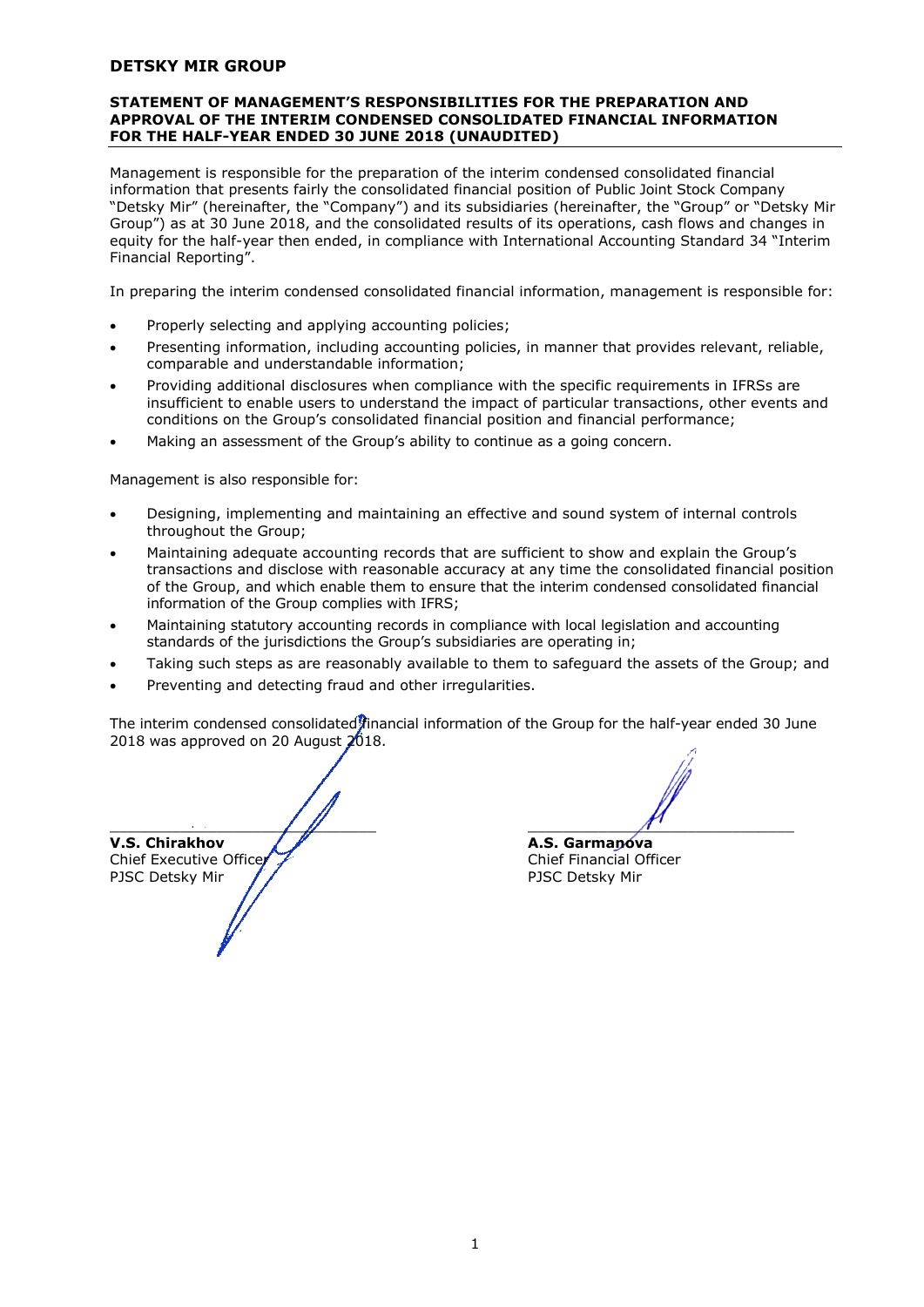# DETSKY MIR GROUP

## STATEMENT OF MANAGEMENT'S RESPONSIBILITIES FOR THE PREPARATION AND APPROVAL OF THE INTERIM CONDENSED CONSOLIDATED FINANCIAL INFORMATION FOR THE HALF-YEAR ENDED 30 JUNE 2018 (UNAUDITED)

Management is responsible for the preparation of the interim condensed consolidated financial information that presents fairly the consolidated financial position of Public Joint Stock Company "Detsky Mir" (hereinafter, the "Company") and its subsidiaries (hereinafter, the "Group" or "Detsky Mir Group") as at 30 June 2018, and the consolidated results of its operations, cash flows and changes in equity for the half-year then ended, in compliance with International Accounting Standard 34 "Interim Financial Reporting".

In preparing the interim condensed consolidated financial information, management is responsible for:

- Properly selecting and applying accounting policies;
- Presenting information, including accounting policies, in manner that provides relevant, reliable, comparable and understandable information;
- Providing additional disclosures when compliance with the specific requirements in IFRSs are insufficient to enable users to understand the impact of particular transactions, other events and conditions on the Group's consolidated financial position and financial performance;
- Making an assessment of the Group's ability to continue as a going concern.

Management is also responsible for:

- Designing, implementing and maintaining an effective and sound system of internal controls throughout the Group;
- Maintaining adequate accounting records that are sufficient to show and explain the Group's transactions and disclose with reasonable accuracy at any time the consolidated financial position of the Group, and which enable them to ensure that the interim condensed consolidated financial information of the Group complies with IFRS;
- Maintaining statutory accounting records in compliance with local legislation and accounting standards of the jurisdictions the Group's subsidiaries are operating in;
- Taking such steps as are reasonably available to them to safeguard the assets of the Group; and
- Preventing and detecting fraud and other irregularities.

The interim condensed consolidated financial information of the Group for the half-year ended 30 June 2018 was approved on 20 August 2018.

**V.S. Chirakhov**
Chief Executive Officer
PJSC Detsky Mir

**A.S. Garmanova**
Chief Financial Officer
PJSC Detsky Mir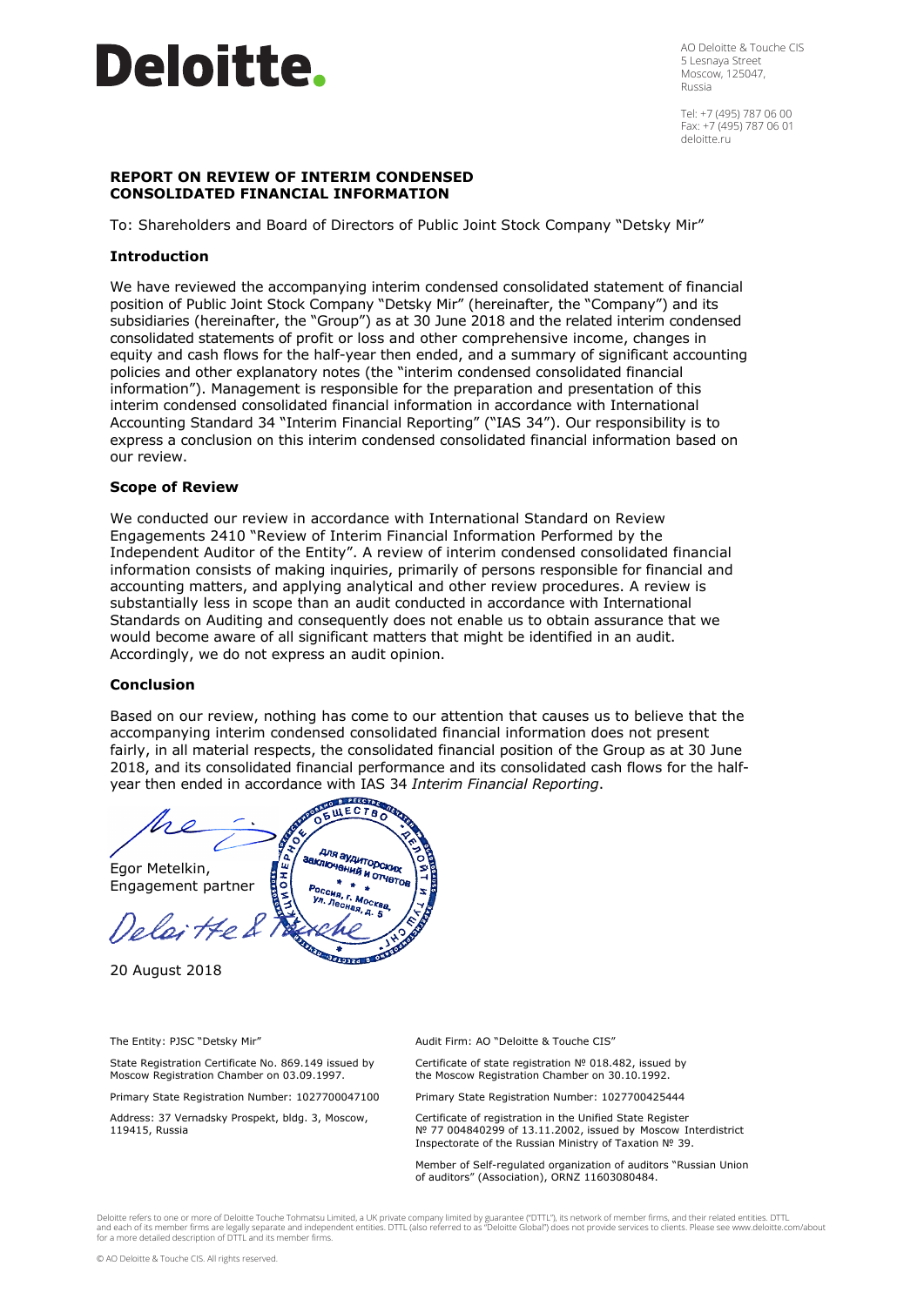**Deloitte.**

AO Deloitte & Touche CIS
5 Lesnaya Street
Moscow, 125047,
Russia

Tel: +7 (495) 787 06 00
Fax: +7 (495) 787 06 01
deloitte.ru

## REPORT ON REVIEW OF INTERIM CONDENSED CONSOLIDATED FINANCIAL INFORMATION

To: Shareholders and Board of Directors of Public Joint Stock Company "Detsky Mir"

### Introduction

We have reviewed the accompanying interim condensed consolidated statement of financial position of Public Joint Stock Company "Detsky Mir" (hereinafter, the "Company") and its subsidiaries (hereinafter, the "Group") as at 30 June 2018 and the related interim condensed consolidated statements of profit or loss and other comprehensive income, changes in equity and cash flows for the half-year then ended, and a summary of significant accounting policies and other explanatory notes (the "interim condensed consolidated financial information"). Management is responsible for the preparation and presentation of this interim condensed consolidated financial information in accordance with International Accounting Standard 34 "Interim Financial Reporting" ("IAS 34"). Our responsibility is to express a conclusion on this interim condensed consolidated financial information based on our review.

### Scope of Review

We conducted our review in accordance with International Standard on Review Engagements 2410 "Review of Interim Financial Information Performed by the Independent Auditor of the Entity". A review of interim condensed consolidated financial information consists of making inquiries, primarily of persons responsible for financial and accounting matters, and applying analytical and other review procedures. A review is substantially less in scope than an audit conducted in accordance with International Standards on Auditing and consequently does not enable us to obtain assurance that we would become aware of all significant matters that might be identified in an audit. Accordingly, we do not express an audit opinion.

### Conclusion

Based on our review, nothing has come to our attention that causes us to believe that the accompanying interim condensed consolidated financial information does not present fairly, in all material respects, the consolidated financial position of the Group as at 30 June 2018, and its consolidated financial performance and its consolidated cash flows for the half-year then ended in accordance with IAS 34 *Interim Financial Reporting*.

Egor Metelkin,
Engagement partner

20 August 2018

The Entity: PJSC "Detsky Mir"

State Registration Certificate No. 869.149 issued by Moscow Registration Chamber on 03.09.1997.

Primary State Registration Number: 1027700047100

Address: 37 Vernadsky Prospekt, bldg. 3, Moscow, 119415, Russia

Audit Firm: AO "Deloitte & Touche CIS"

Certificate of state registration № 018.482, issued by the Moscow Registration Chamber on 30.10.1992.

Primary State Registration Number: 1027700425444

Certificate of registration in the Unified State Register № 77 004840299 of 13.11.2002, issued by Moscow Interdistrict Inspectorate of the Russian Ministry of Taxation № 39.

Member of Self-regulated organization of auditors "Russian Union of auditors" (Association), ORNZ 11603080484.

Deloitte refers to one or more of Deloitte Touche Tohmatsu Limited, a UK private company limited by guarantee ("DTTL"), its network of member firms, and their related entities. DTTL and each of its member firms are legally separate and independent entities. DTTL (also referred to as "Deloitte Global") does not provide services to clients. Please see www.deloitte.com/about for a more detailed description of DTTL and its member firms.

© AO Deloitte & Touche CIS. All rights reserved.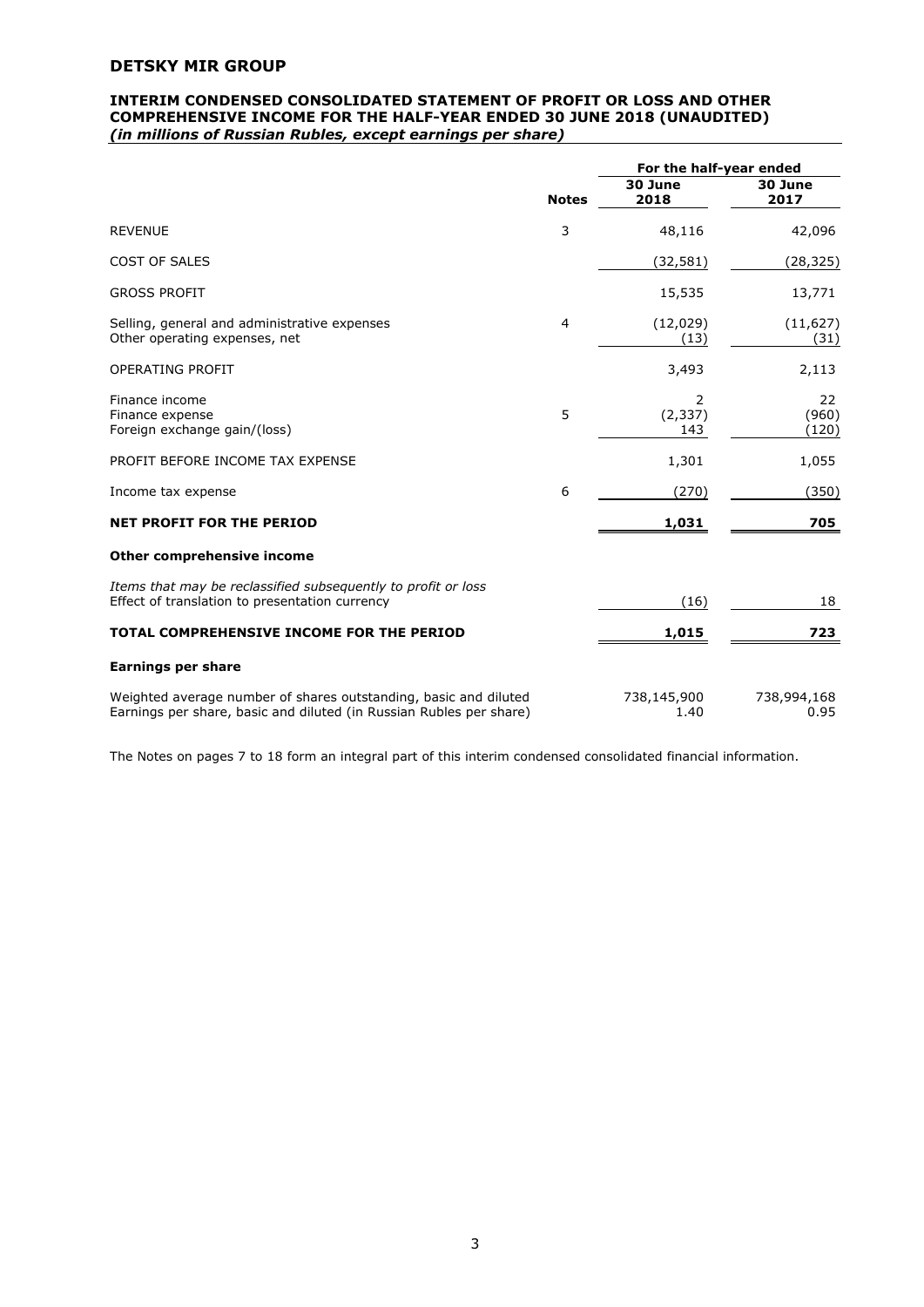## DETSKY MIR GROUP

### INTERIM CONDENSED CONSOLIDATED STATEMENT OF PROFIT OR LOSS AND OTHER COMPREHENSIVE INCOME FOR THE HALF-YEAR ENDED 30 JUNE 2018 (UNAUDITED)
***(in millions of Russian Rubles, except earnings per share)***

| | Notes | For the half-year ended 30 June 2018 | 30 June 2017 |
|---|---|---|---|
| REVENUE | 3 | 48,116 | 42,096 |
| COST OF SALES | | (32,581) | (28,325) |
| GROSS PROFIT | | 15,535 | 13,771 |
| Selling, general and administrative expenses | 4 | (12,029) | (11,627) |
| Other operating expenses, net | | (13) | (31) |
| OPERATING PROFIT | | 3,493 | 2,113 |
| Finance income | | 2 | 22 |
| Finance expense | 5 | (2,337) | (960) |
| Foreign exchange gain/(loss) | | 143 | (120) |
| PROFIT BEFORE INCOME TAX EXPENSE | | 1,301 | 1,055 |
| Income tax expense | 6 | (270) | (350) |
| **NET PROFIT FOR THE PERIOD** | | **1,031** | **705** |
| **Other comprehensive income** | | | |
| *Items that may be reclassified subsequently to profit or loss* | | | |
| Effect of translation to presentation currency | | (16) | 18 |
| **TOTAL COMPREHENSIVE INCOME FOR THE PERIOD** | | **1,015** | **723** |
| **Earnings per share** | | | |
| Weighted average number of shares outstanding, basic and diluted | | 738,145,900 | 738,994,168 |
| Earnings per share, basic and diluted (in Russian Rubles per share) | | 1.40 | 0.95 |

The Notes on pages 7 to 18 form an integral part of this interim condensed consolidated financial information.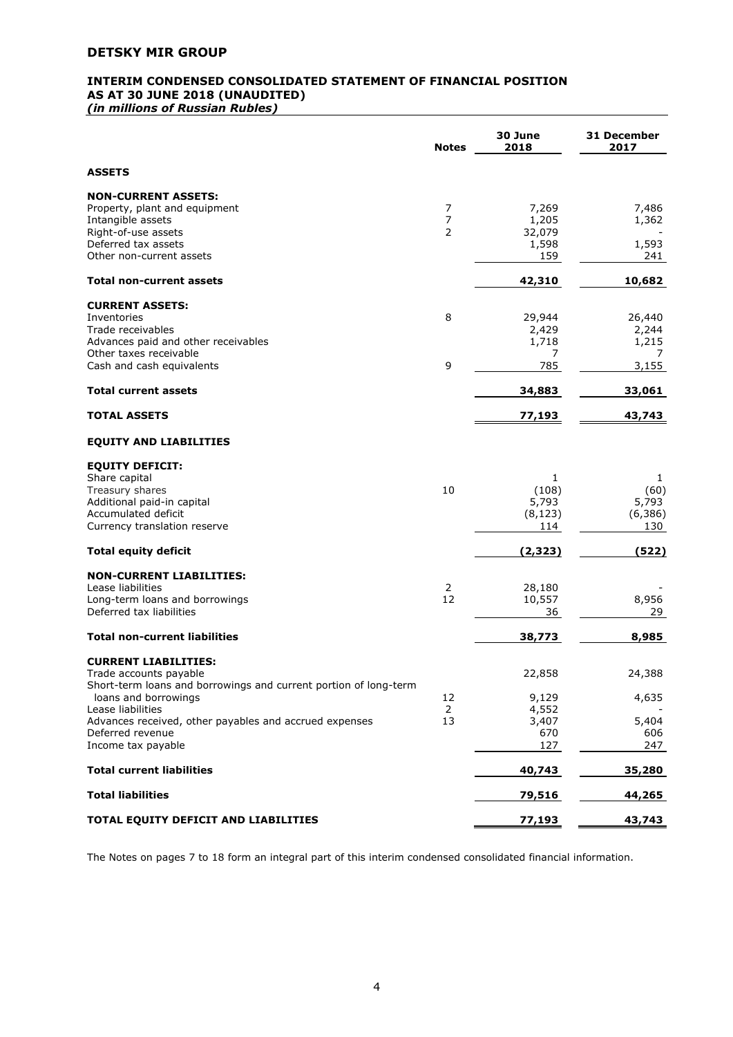# DETSKY MIR GROUP

## INTERIM CONDENSED CONSOLIDATED STATEMENT OF FINANCIAL POSITION AS AT 30 JUNE 2018 (UNAUDITED)

***(in millions of Russian Rubles)***

| | Notes | 30 June 2018 | 31 December 2017 |
|---|---|---|---|
| **ASSETS** | | | |
| **NON-CURRENT ASSETS:** | | | |
| Property, plant and equipment | 7 | 7,269 | 7,486 |
| Intangible assets | 7 | 1,205 | 1,362 |
| Right-of-use assets | 2 | 32,079 | - |
| Deferred tax assets | | 1,598 | 1,593 |
| Other non-current assets | | 159 | 241 |
| **Total non-current assets** | | **42,310** | **10,682** |
| **CURRENT ASSETS:** | | | |
| Inventories | 8 | 29,944 | 26,440 |
| Trade receivables | | 2,429 | 2,244 |
| Advances paid and other receivables | | 1,718 | 1,215 |
| Other taxes receivable | | 7 | 7 |
| Cash and cash equivalents | 9 | 785 | 3,155 |
| **Total current assets** | | **34,883** | **33,061** |
| **TOTAL ASSETS** | | **77,193** | **43,743** |
| **EQUITY AND LIABILITIES** | | | |
| **EQUITY DEFICIT:** | | | |
| Share capital | | 1 | 1 |
| Treasury shares | 10 | (108) | (60) |
| Additional paid-in capital | | 5,793 | 5,793 |
| Accumulated deficit | | (8,123) | (6,386) |
| Currency translation reserve | | 114 | 130 |
| **Total equity deficit** | | **(2,323)** | **(522)** |
| **NON-CURRENT LIABILITIES:** | | | |
| Lease liabilities | 2 | 28,180 | - |
| Long-term loans and borrowings | 12 | 10,557 | 8,956 |
| Deferred tax liabilities | | 36 | 29 |
| **Total non-current liabilities** | | **38,773** | **8,985** |
| **CURRENT LIABILITIES:** | | | |
| Trade accounts payable | | 22,858 | 24,388 |
| Short-term loans and borrowings and current portion of long-term loans and borrowings | 12 | 9,129 | 4,635 |
| Lease liabilities | 2 | 4,552 | - |
| Advances received, other payables and accrued expenses | 13 | 3,407 | 5,404 |
| Deferred revenue | | 670 | 606 |
| Income tax payable | | 127 | 247 |
| **Total current liabilities** | | **40,743** | **35,280** |
| **Total liabilities** | | **79,516** | **44,265** |
| **TOTAL EQUITY DEFICIT AND LIABILITIES** | | **77,193** | **43,743** |

The Notes on pages 7 to 18 form an integral part of this interim condensed consolidated financial information.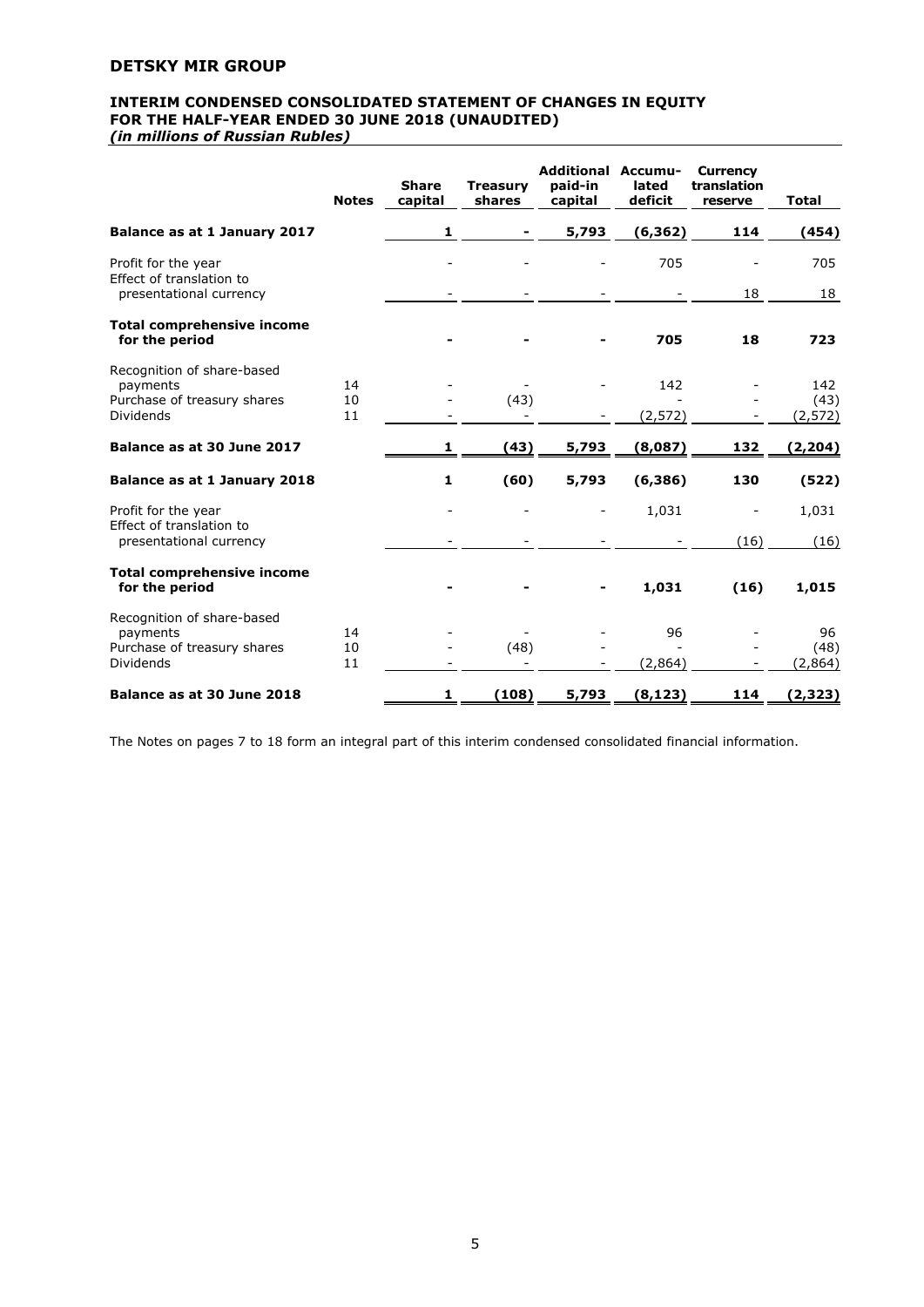# DETSKY MIR GROUP

## INTERIM CONDENSED CONSOLIDATED STATEMENT OF CHANGES IN EQUITY FOR THE HALF-YEAR ENDED 30 JUNE 2018 (UNAUDITED)

*(in millions of Russian Rubles)*

| | Notes | Share capital | Treasury shares | Additional paid-in capital | Accumu-lated deficit | Currency translation reserve | Total |
|---|---|---|---|---|---|---|---|
| **Balance as at 1 January 2017** | | 1 | - | 5,793 | (6,362) | 114 | (454) |
| Profit for the year | | - | - | - | 705 | - | 705 |
| Effect of translation to presentational currency | | - | - | - | - | 18 | 18 |
| **Total comprehensive income for the period** | | **-** | **-** | **-** | **705** | **18** | **723** |
| Recognition of share-based payments | 14 | - | - | - | 142 | - | 142 |
| Purchase of treasury shares | 10 | - | (43) | | - | - | (43) |
| Dividends | 11 | - | - | - | (2,572) | - | (2,572) |
| **Balance as at 30 June 2017** | | **1** | **(43)** | **5,793** | **(8,087)** | **132** | **(2,204)** |
| **Balance as at 1 January 2018** | | **1** | **(60)** | **5,793** | **(6,386)** | **130** | **(522)** |
| Profit for the year | | - | - | - | 1,031 | - | 1,031 |
| Effect of translation to presentational currency | | - | - | - | - | (16) | (16) |
| **Total comprehensive income for the period** | | **-** | **-** | **-** | **1,031** | **(16)** | **1,015** |
| Recognition of share-based payments | 14 | - | - | - | 96 | - | 96 |
| Purchase of treasury shares | 10 | - | (48) | - | - | - | (48) |
| Dividends | 11 | - | - | - | (2,864) | - | (2,864) |
| **Balance as at 30 June 2018** | | **1** | **(108)** | **5,793** | **(8,123)** | **114** | **(2,323)** |

The Notes on pages 7 to 18 form an integral part of this interim condensed consolidated financial information.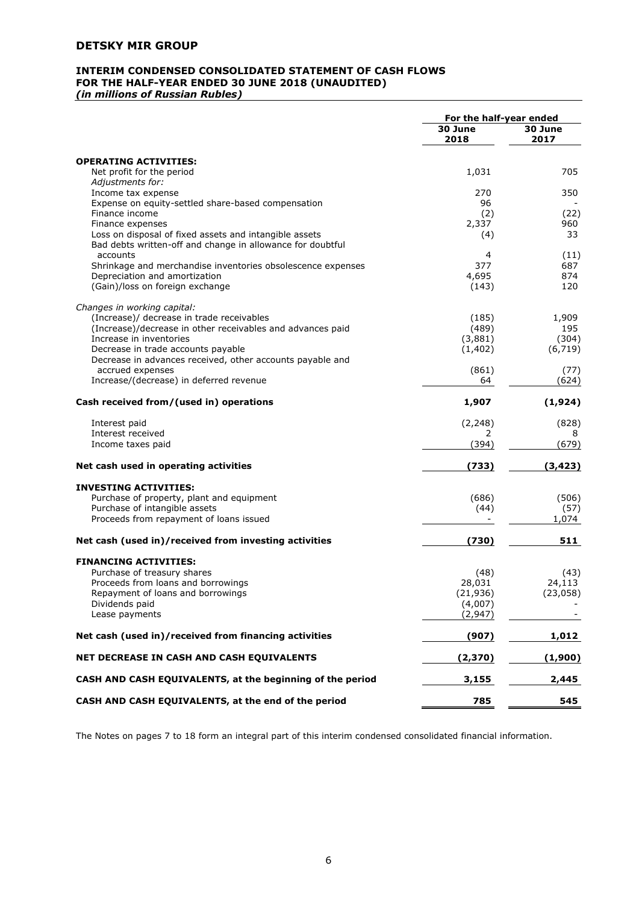# DETSKY MIR GROUP

## INTERIM CONDENSED CONSOLIDATED STATEMENT OF CASH FLOWS FOR THE HALF-YEAR ENDED 30 JUNE 2018 (UNAUDITED)

*(in millions of Russian Rubles)*

| | For the half-year ended | |
|---|---|---|
| | **30 June 2018** | **30 June 2017** |
| **OPERATING ACTIVITIES:** | | |
| Net profit for the period | 1,031 | 705 |
| *Adjustments for:* | | |
| Income tax expense | 270 | 350 |
| Expense on equity-settled share-based compensation | 96 | - |
| Finance income | (2) | (22) |
| Finance expenses | 2,337 | 960 |
| Loss on disposal of fixed assets and intangible assets | (4) | 33 |
| Bad debts written-off and change in allowance for doubtful accounts | 4 | (11) |
| Shrinkage and merchandise inventories obsolescence expenses | 377 | 687 |
| Depreciation and amortization | 4,695 | 874 |
| (Gain)/loss on foreign exchange | (143) | 120 |
| *Changes in working capital:* | | |
| (Increase)/ decrease in trade receivables | (185) | 1,909 |
| (Increase)/decrease in other receivables and advances paid | (489) | 195 |
| Increase in inventories | (3,881) | (304) |
| Decrease in trade accounts payable | (1,402) | (6,719) |
| Decrease in advances received, other accounts payable and accrued expenses | (861) | (77) |
| Increase/(decrease) in deferred revenue | 64 | (624) |
| **Cash received from/(used in) operations** | **1,907** | **(1,924)** |
| Interest paid | (2,248) | (828) |
| Interest received | 2 | 8 |
| Income taxes paid | (394) | (679) |
| **Net cash used in operating activities** | **(733)** | **(3,423)** |
| **INVESTING ACTIVITIES:** | | |
| Purchase of property, plant and equipment | (686) | (506) |
| Purchase of intangible assets | (44) | (57) |
| Proceeds from repayment of loans issued | - | 1,074 |
| **Net cash (used in)/received from investing activities** | **(730)** | **511** |
| **FINANCING ACTIVITIES:** | | |
| Purchase of treasury shares | (48) | (43) |
| Proceeds from loans and borrowings | 28,031 | 24,113 |
| Repayment of loans and borrowings | (21,936) | (23,058) |
| Dividends paid | (4,007) | - |
| Lease payments | (2,947) | - |
| **Net cash (used in)/received from financing activities** | **(907)** | **1,012** |
| **NET DECREASE IN CASH AND CASH EQUIVALENTS** | **(2,370)** | **(1,900)** |
| **CASH AND CASH EQUIVALENTS, at the beginning of the period** | **3,155** | **2,445** |
| **CASH AND CASH EQUIVALENTS, at the end of the period** | **785** | **545** |

The Notes on pages 7 to 18 form an integral part of this interim condensed consolidated financial information.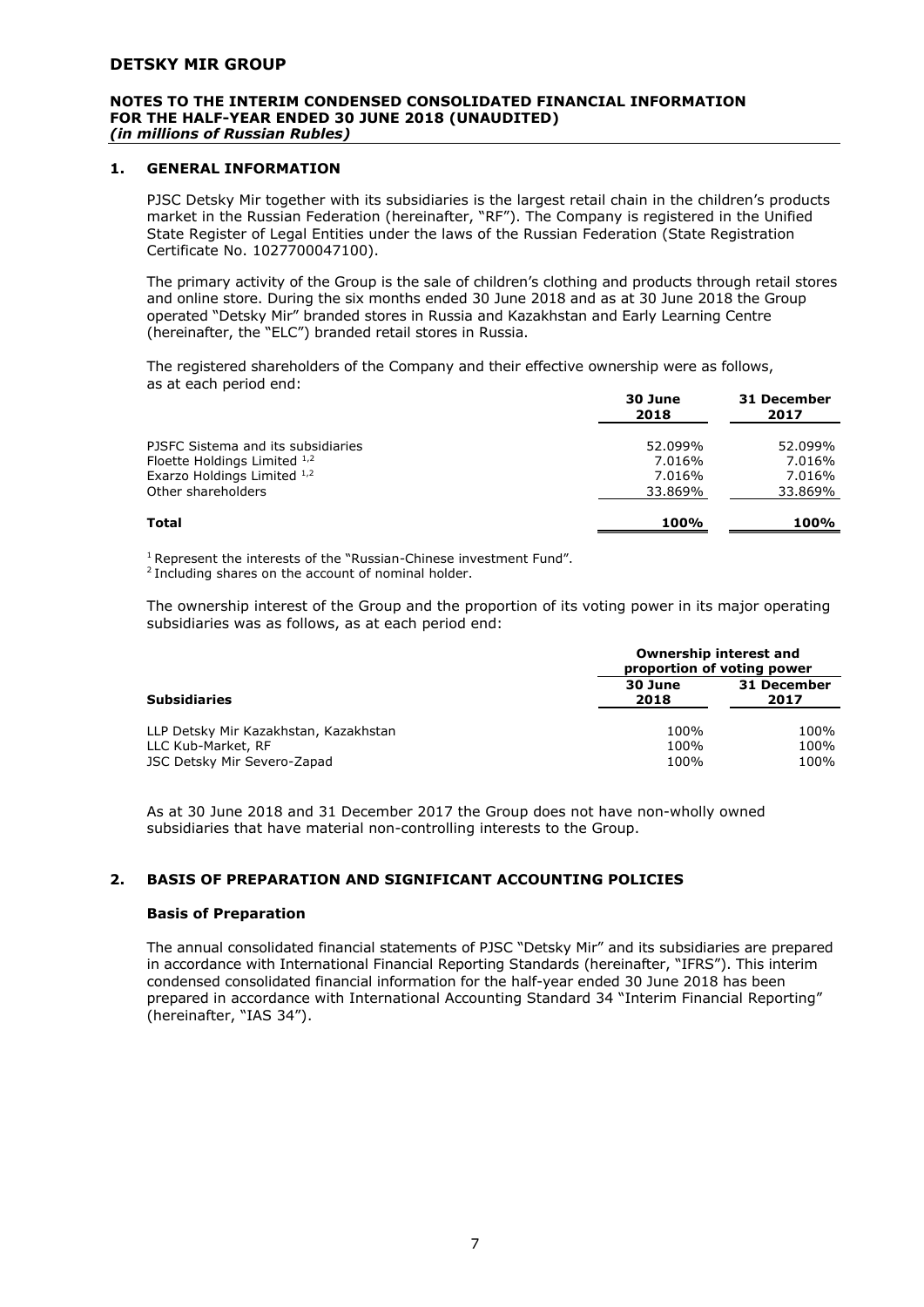## 1. GENERAL INFORMATION

PJSC Detsky Mir together with its subsidiaries is the largest retail chain in the children's products market in the Russian Federation (hereinafter, "RF"). The Company is registered in the Unified State Register of Legal Entities under the laws of the Russian Federation (State Registration Certificate No. 1027700047100).

The primary activity of the Group is the sale of children's clothing and products through retail stores and online store. During the six months ended 30 June 2018 and as at 30 June 2018 the Group operated "Detsky Mir" branded stores in Russia and Kazakhstan and Early Learning Centre (hereinafter, the "ELC") branded retail stores in Russia.

The registered shareholders of the Company and their effective ownership were as follows, as at each period end:

| | 30 June 2018 | 31 December 2017 |
|---|---|---|
| PJSFC Sistema and its subsidiaries | 52.099% | 52.099% |
| Floette Holdings Limited [1,2] | 7.016% | 7.016% |
| Exarzo Holdings Limited [1,2] | 7.016% | 7.016% |
| Other shareholders | 33.869% | 33.869% |
| **Total** | **100%** | **100%** |

[1] Represent the interests of the "Russian-Chinese investment Fund".
[2] Including shares on the account of nominal holder.

The ownership interest of the Group and the proportion of its voting power in its major operating subsidiaries was as follows, as at each period end:

| | Ownership interest and proportion of voting power | |
|---|---|---|
| **Subsidiaries** | **30 June 2018** | **31 December 2017** |
| LLP Detsky Mir Kazakhstan, Kazakhstan | 100% | 100% |
| LLC Kub-Market, RF | 100% | 100% |
| JSC Detsky Mir Severo-Zapad | 100% | 100% |

As at 30 June 2018 and 31 December 2017 the Group does not have non-wholly owned subsidiaries that have material non-controlling interests to the Group.

## 2. BASIS OF PREPARATION AND SIGNIFICANT ACCOUNTING POLICIES

### Basis of Preparation

The annual consolidated financial statements of PJSC "Detsky Mir" and its subsidiaries are prepared in accordance with International Financial Reporting Standards (hereinafter, "IFRS"). This interim condensed consolidated financial information for the half-year ended 30 June 2018 has been prepared in accordance with International Accounting Standard 34 "Interim Financial Reporting" (hereinafter, "IAS 34").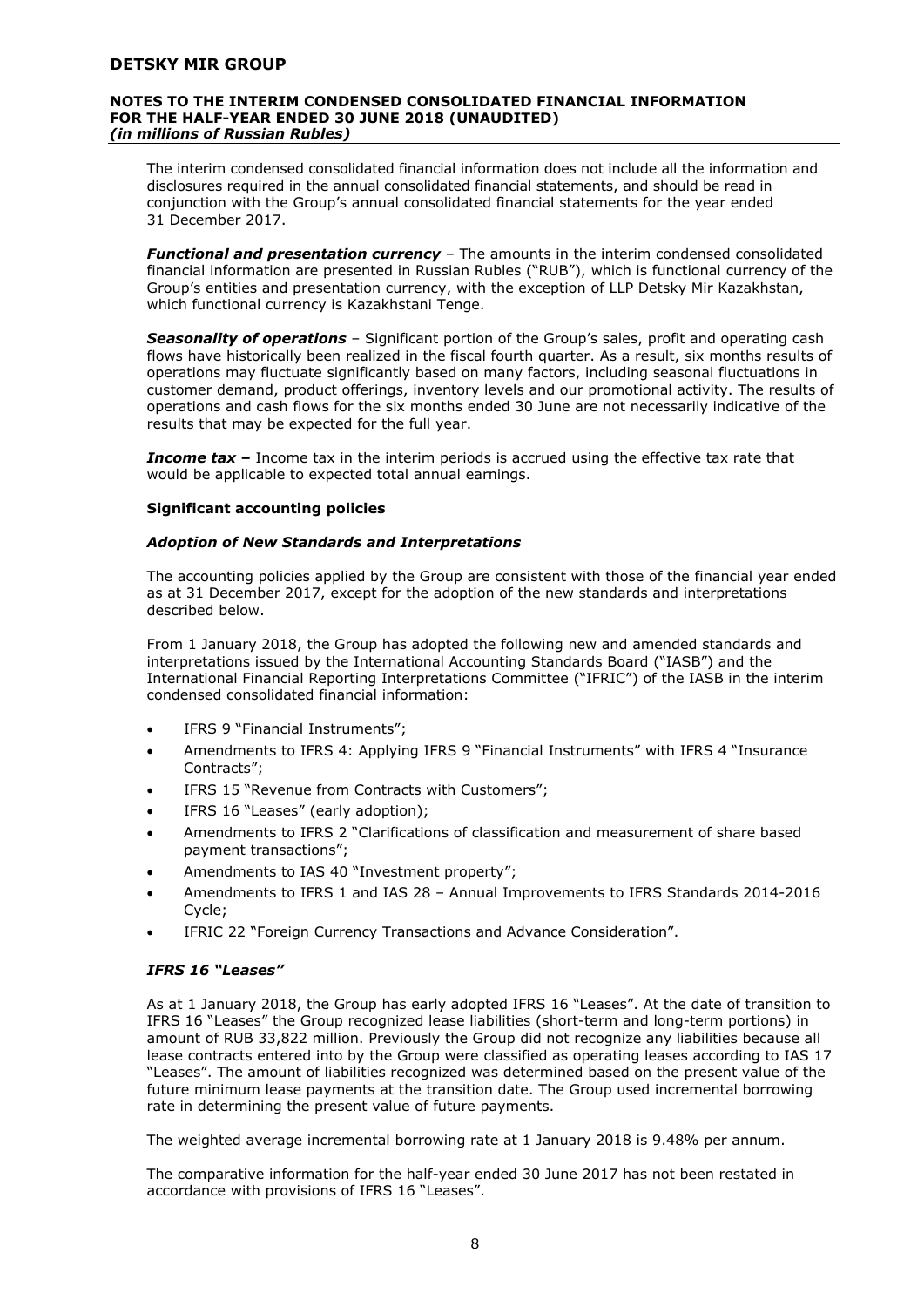The interim condensed consolidated financial information does not include all the information and disclosures required in the annual consolidated financial statements, and should be read in conjunction with the Group's annual consolidated financial statements for the year ended 31 December 2017.

***Functional and presentation currency*** – The amounts in the interim condensed consolidated financial information are presented in Russian Rubles ("RUB"), which is functional currency of the Group's entities and presentation currency, with the exception of LLP Detsky Mir Kazakhstan, which functional currency is Kazakhstani Tenge.

***Seasonality of operations*** – Significant portion of the Group's sales, profit and operating cash flows have historically been realized in the fiscal fourth quarter. As a result, six months results of operations may fluctuate significantly based on many factors, including seasonal fluctuations in customer demand, product offerings, inventory levels and our promotional activity. The results of operations and cash flows for the six months ended 30 June are not necessarily indicative of the results that may be expected for the full year.

***Income tax –*** Income tax in the interim periods is accrued using the effective tax rate that would be applicable to expected total annual earnings.

**Significant accounting policies**

***Adoption of New Standards and Interpretations***

The accounting policies applied by the Group are consistent with those of the financial year ended as at 31 December 2017, except for the adoption of the new standards and interpretations described below.

From 1 January 2018, the Group has adopted the following new and amended standards and interpretations issued by the International Accounting Standards Board ("IASB") and the International Financial Reporting Interpretations Committee ("IFRIC") of the IASB in the interim condensed consolidated financial information:

- IFRS 9 "Financial Instruments";
- Amendments to IFRS 4: Applying IFRS 9 "Financial Instruments" with IFRS 4 "Insurance Contracts";
- IFRS 15 "Revenue from Contracts with Customers";
- IFRS 16 "Leases" (early adoption);
- Amendments to IFRS 2 "Clarifications of classification and measurement of share based payment transactions";
- Amendments to IAS 40 "Investment property";
- Amendments to IFRS 1 and IAS 28 – Annual Improvements to IFRS Standards 2014-2016 Cycle;
- IFRIC 22 "Foreign Currency Transactions and Advance Consideration".

***IFRS 16 "Leases"***

As at 1 January 2018, the Group has early adopted IFRS 16 "Leases". At the date of transition to IFRS 16 "Leases" the Group recognized lease liabilities (short-term and long-term portions) in amount of RUB 33,822 million. Previously the Group did not recognize any liabilities because all lease contracts entered into by the Group were classified as operating leases according to IAS 17 "Leases". The amount of liabilities recognized was determined based on the present value of the future minimum lease payments at the transition date. The Group used incremental borrowing rate in determining the present value of future payments.

The weighted average incremental borrowing rate at 1 January 2018 is 9.48% per annum.

The comparative information for the half-year ended 30 June 2017 has not been restated in accordance with provisions of IFRS 16 "Leases".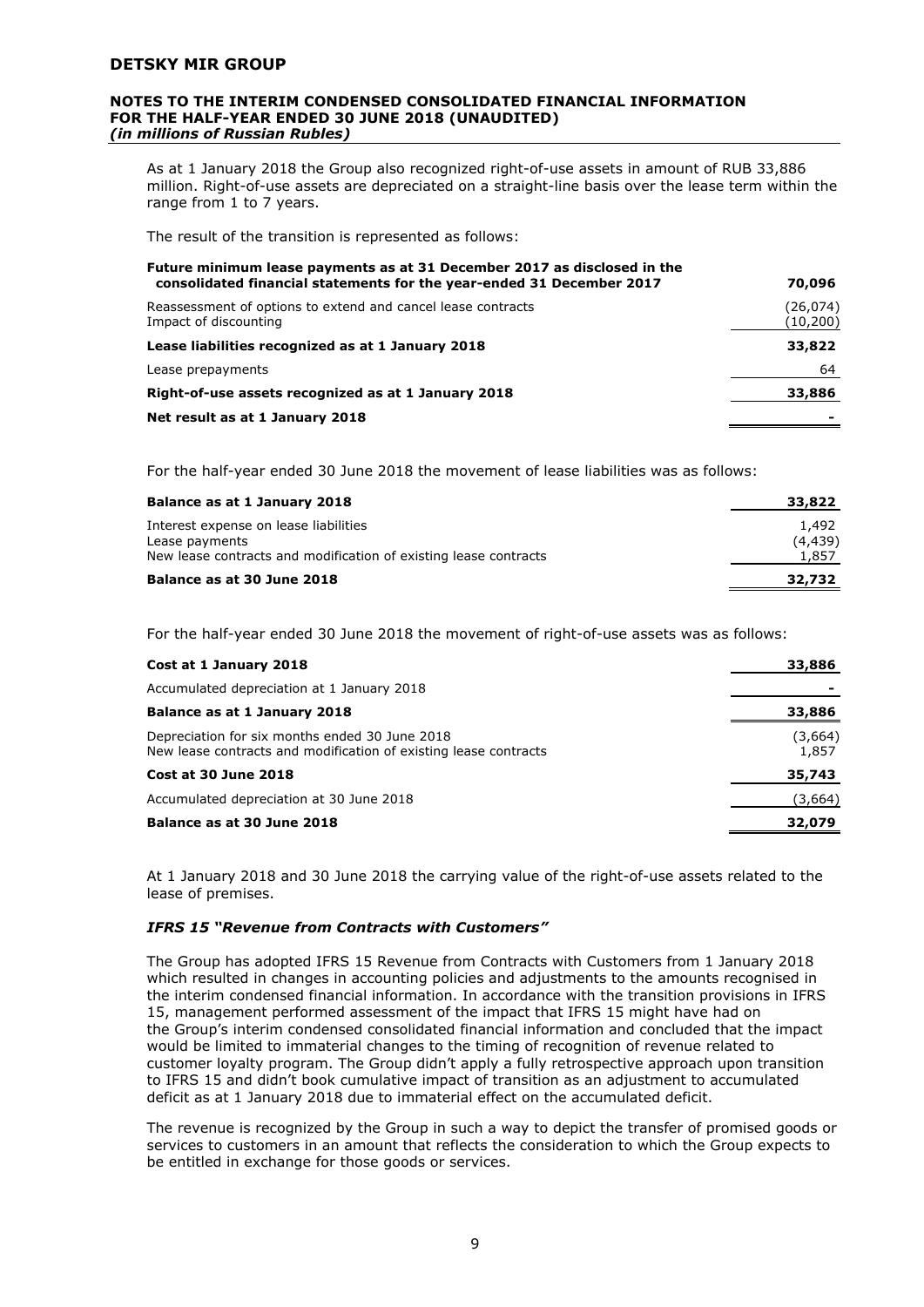As at 1 January 2018 the Group also recognized right-of-use assets in amount of RUB 33,886 million. Right-of-use assets are depreciated on a straight-line basis over the lease term within the range from 1 to 7 years.

The result of the transition is represented as follows:

| | |
|---|---|
| **Future minimum lease payments as at 31 December 2017 as disclosed in the consolidated financial statements for the year-ended 31 December 2017** | **70,096** |
| Reassessment of options to extend and cancel lease contracts | (26,074) |
| Impact of discounting | (10,200) |
| **Lease liabilities recognized as at 1 January 2018** | **33,822** |
| Lease prepayments | 64 |
| **Right-of-use assets recognized as at 1 January 2018** | **33,886** |
| **Net result as at 1 January 2018** | **-** |

For the half-year ended 30 June 2018 the movement of lease liabilities was as follows:

| | |
|---|---|
| **Balance as at 1 January 2018** | **33,822** |
| Interest expense on lease liabilities | 1,492 |
| Lease payments | (4,439) |
| New lease contracts and modification of existing lease contracts | 1,857 |
| **Balance as at 30 June 2018** | **32,732** |

For the half-year ended 30 June 2018 the movement of right-of-use assets was as follows:

| | |
|---|---|
| **Cost at 1 January 2018** | **33,886** |
| Accumulated depreciation at 1 January 2018 | - |
| **Balance as at 1 January 2018** | **33,886** |
| Depreciation for six months ended 30 June 2018 | (3,664) |
| New lease contracts and modification of existing lease contracts | 1,857 |
| **Cost at 30 June 2018** | **35,743** |
| Accumulated depreciation at 30 June 2018 | (3,664) |
| **Balance as at 30 June 2018** | **32,079** |

At 1 January 2018 and 30 June 2018 the carrying value of the right-of-use assets related to the lease of premises.

### *IFRS 15 "Revenue from Contracts with Customers"*

The Group has adopted IFRS 15 Revenue from Contracts with Customers from 1 January 2018 which resulted in changes in accounting policies and adjustments to the amounts recognised in the interim condensed financial information. In accordance with the transition provisions in IFRS 15, management performed assessment of the impact that IFRS 15 might have had on the Group's interim condensed consolidated financial information and concluded that the impact would be limited to immaterial changes to the timing of recognition of revenue related to customer loyalty program. The Group didn't apply a fully retrospective approach upon transition to IFRS 15 and didn't book cumulative impact of transition as an adjustment to accumulated deficit as at 1 January 2018 due to immaterial effect on the accumulated deficit.

The revenue is recognized by the Group in such a way to depict the transfer of promised goods or services to customers in an amount that reflects the consideration to which the Group expects to be entitled in exchange for those goods or services.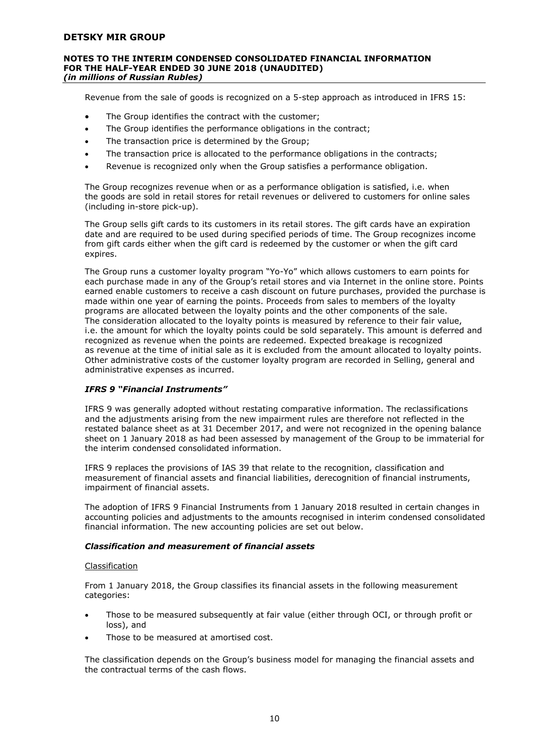Revenue from the sale of goods is recognized on a 5-step approach as introduced in IFRS 15:

- The Group identifies the contract with the customer;
- The Group identifies the performance obligations in the contract;
- The transaction price is determined by the Group;
- The transaction price is allocated to the performance obligations in the contracts;
- Revenue is recognized only when the Group satisfies a performance obligation.

The Group recognizes revenue when or as a performance obligation is satisfied, i.e. when the goods are sold in retail stores for retail revenues or delivered to customers for online sales (including in-store pick-up).

The Group sells gift cards to its customers in its retail stores. The gift cards have an expiration date and are required to be used during specified periods of time. The Group recognizes income from gift cards either when the gift card is redeemed by the customer or when the gift card expires.

The Group runs a customer loyalty program "Yo-Yo" which allows customers to earn points for each purchase made in any of the Group's retail stores and via Internet in the online store. Points earned enable customers to receive a cash discount on future purchases, provided the purchase is made within one year of earning the points. Proceeds from sales to members of the loyalty programs are allocated between the loyalty points and the other components of the sale. The consideration allocated to the loyalty points is measured by reference to their fair value, i.e. the amount for which the loyalty points could be sold separately. This amount is deferred and recognized as revenue when the points are redeemed. Expected breakage is recognized as revenue at the time of initial sale as it is excluded from the amount allocated to loyalty points. Other administrative costs of the customer loyalty program are recorded in Selling, general and administrative expenses as incurred.

### *IFRS 9 "Financial Instruments"*

IFRS 9 was generally adopted without restating comparative information. The reclassifications and the adjustments arising from the new impairment rules are therefore not reflected in the restated balance sheet as at 31 December 2017, and were not recognized in the opening balance sheet on 1 January 2018 as had been assessed by management of the Group to be immaterial for the interim condensed consolidated information.

IFRS 9 replaces the provisions of IAS 39 that relate to the recognition, classification and measurement of financial assets and financial liabilities, derecognition of financial instruments, impairment of financial assets.

The adoption of IFRS 9 Financial Instruments from 1 January 2018 resulted in certain changes in accounting policies and adjustments to the amounts recognised in interim condensed consolidated financial information. The new accounting policies are set out below.

#### *Classification and measurement of financial assets*

<u>Classification</u>

From 1 January 2018, the Group classifies its financial assets in the following measurement categories:

- Those to be measured subsequently at fair value (either through OCI, or through profit or loss), and
- Those to be measured at amortised cost.

The classification depends on the Group's business model for managing the financial assets and the contractual terms of the cash flows.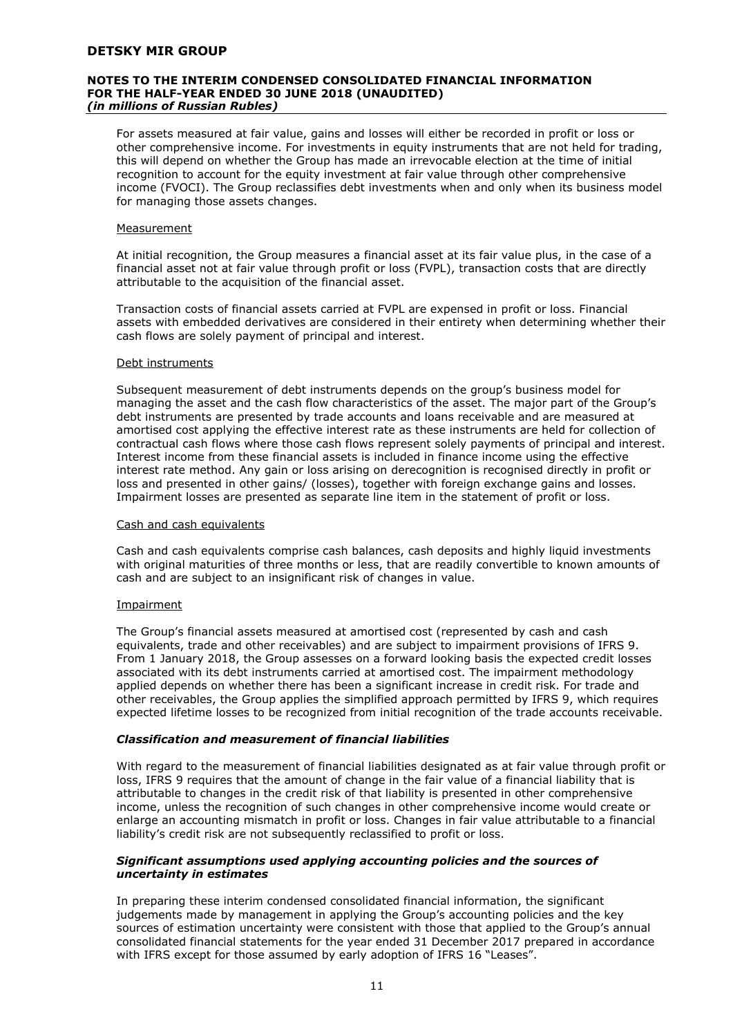For assets measured at fair value, gains and losses will either be recorded in profit or loss or other comprehensive income. For investments in equity instruments that are not held for trading, this will depend on whether the Group has made an irrevocable election at the time of initial recognition to account for the equity investment at fair value through other comprehensive income (FVOCI). The Group reclassifies debt investments when and only when its business model for managing those assets changes.

Measurement

At initial recognition, the Group measures a financial asset at its fair value plus, in the case of a financial asset not at fair value through profit or loss (FVPL), transaction costs that are directly attributable to the acquisition of the financial asset.

Transaction costs of financial assets carried at FVPL are expensed in profit or loss. Financial assets with embedded derivatives are considered in their entirety when determining whether their cash flows are solely payment of principal and interest.

Debt instruments

Subsequent measurement of debt instruments depends on the group's business model for managing the asset and the cash flow characteristics of the asset. The major part of the Group's debt instruments are presented by trade accounts and loans receivable and are measured at amortised cost applying the effective interest rate as these instruments are held for collection of contractual cash flows where those cash flows represent solely payments of principal and interest. Interest income from these financial assets is included in finance income using the effective interest rate method. Any gain or loss arising on derecognition is recognised directly in profit or loss and presented in other gains/ (losses), together with foreign exchange gains and losses. Impairment losses are presented as separate line item in the statement of profit or loss.

Cash and cash equivalents

Cash and cash equivalents comprise cash balances, cash deposits and highly liquid investments with original maturities of three months or less, that are readily convertible to known amounts of cash and are subject to an insignificant risk of changes in value.

Impairment

The Group's financial assets measured at amortised cost (represented by cash and cash equivalents, trade and other receivables) and are subject to impairment provisions of IFRS 9. From 1 January 2018, the Group assesses on a forward looking basis the expected credit losses associated with its debt instruments carried at amortised cost. The impairment methodology applied depends on whether there has been a significant increase in credit risk. For trade and other receivables, the Group applies the simplified approach permitted by IFRS 9, which requires expected lifetime losses to be recognized from initial recognition of the trade accounts receivable.

***Classification and measurement of financial liabilities***

With regard to the measurement of financial liabilities designated as at fair value through profit or loss, IFRS 9 requires that the amount of change in the fair value of a financial liability that is attributable to changes in the credit risk of that liability is presented in other comprehensive income, unless the recognition of such changes in other comprehensive income would create or enlarge an accounting mismatch in profit or loss. Changes in fair value attributable to a financial liability's credit risk are not subsequently reclassified to profit or loss.

***Significant assumptions used applying accounting policies and the sources of uncertainty in estimates***

In preparing these interim condensed consolidated financial information, the significant judgements made by management in applying the Group's accounting policies and the key sources of estimation uncertainty were consistent with those that applied to the Group's annual consolidated financial statements for the year ended 31 December 2017 prepared in accordance with IFRS except for those assumed by early adoption of IFRS 16 "Leases".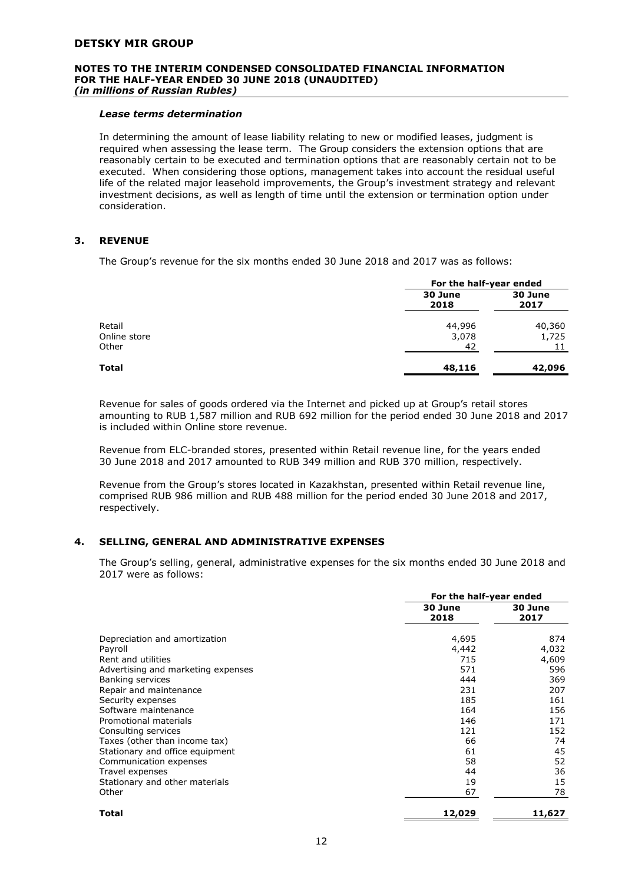#### *Lease terms determination*

In determining the amount of lease liability relating to new or modified leases, judgment is required when assessing the lease term. The Group considers the extension options that are reasonably certain to be executed and termination options that are reasonably certain not to be executed. When considering those options, management takes into account the residual useful life of the related major leasehold improvements, the Group's investment strategy and relevant investment decisions, as well as length of time until the extension or termination option under consideration.

## 3. REVENUE

The Group's revenue for the six months ended 30 June 2018 and 2017 was as follows:

| | For the half-year ended | |
|---|---|---|
| | **30 June 2018** | **30 June 2017** |
| Retail | 44,996 | 40,360 |
| Online store | 3,078 | 1,725 |
| Other | 42 | 11 |
| **Total** | **48,116** | **42,096** |

Revenue for sales of goods ordered via the Internet and picked up at Group's retail stores amounting to RUB 1,587 million and RUB 692 million for the period ended 30 June 2018 and 2017 is included within Online store revenue.

Revenue from ELC-branded stores, presented within Retail revenue line, for the years ended 30 June 2018 and 2017 amounted to RUB 349 million and RUB 370 million, respectively.

Revenue from the Group's stores located in Kazakhstan, presented within Retail revenue line, comprised RUB 986 million and RUB 488 million for the period ended 30 June 2018 and 2017, respectively.

## 4. SELLING, GENERAL AND ADMINISTRATIVE EXPENSES

The Group's selling, general, administrative expenses for the six months ended 30 June 2018 and 2017 were as follows:

| | For the half-year ended | |
|---|---|---|
| | **30 June 2018** | **30 June 2017** |
| Depreciation and amortization | 4,695 | 874 |
| Payroll | 4,442 | 4,032 |
| Rent and utilities | 715 | 4,609 |
| Advertising and marketing expenses | 571 | 596 |
| Banking services | 444 | 369 |
| Repair and maintenance | 231 | 207 |
| Security expenses | 185 | 161 |
| Software maintenance | 164 | 156 |
| Promotional materials | 146 | 171 |
| Consulting services | 121 | 152 |
| Taxes (other than income tax) | 66 | 74 |
| Stationary and office equipment | 61 | 45 |
| Communication expenses | 58 | 52 |
| Travel expenses | 44 | 36 |
| Stationary and other materials | 19 | 15 |
| Other | 67 | 78 |
| **Total** | **12,029** | **11,627** |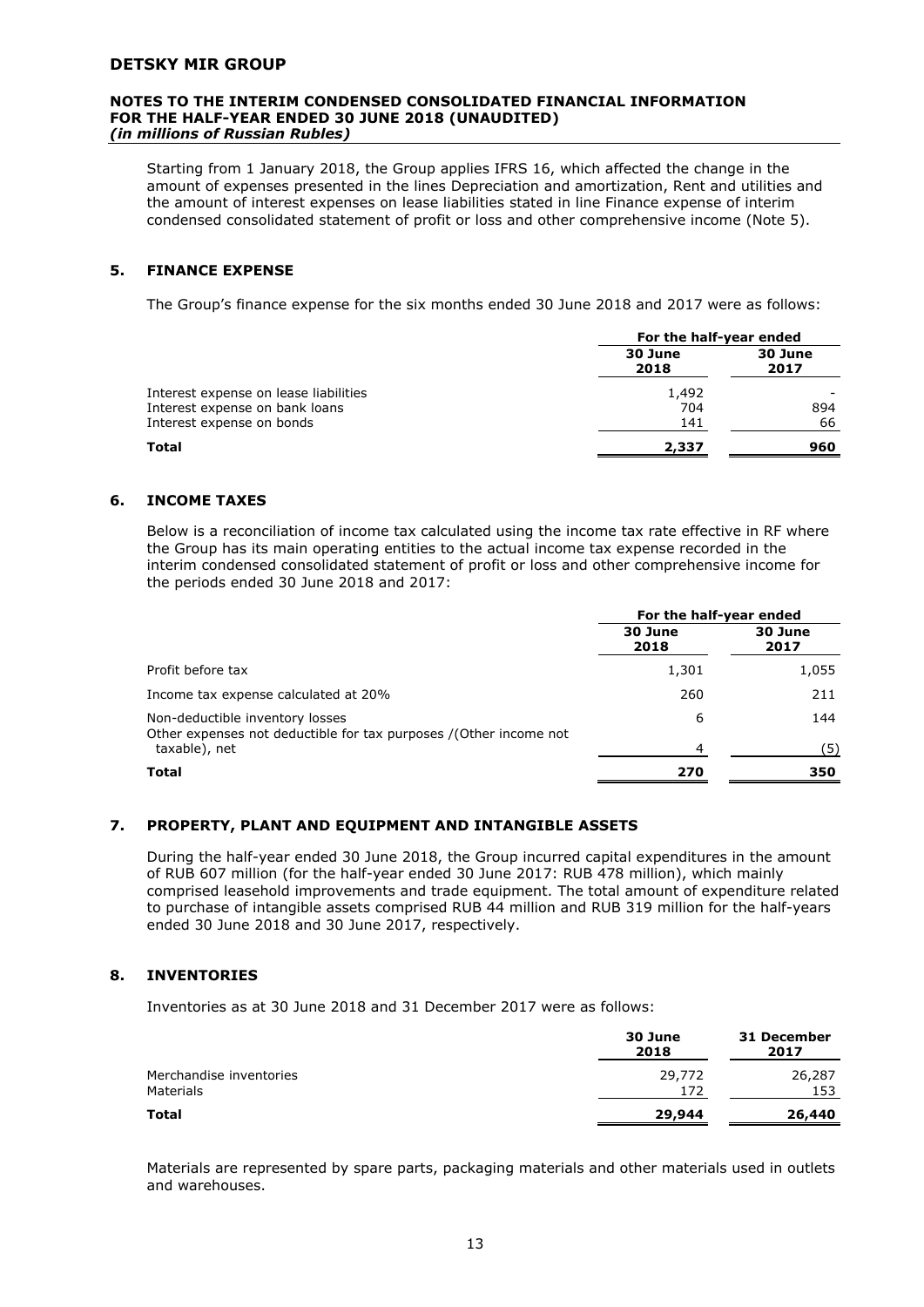Starting from 1 January 2018, the Group applies IFRS 16, which affected the change in the amount of expenses presented in the lines Depreciation and amortization, Rent and utilities and the amount of interest expenses on lease liabilities stated in line Finance expense of interim condensed consolidated statement of profit or loss and other comprehensive income (Note 5).

## 5. FINANCE EXPENSE

The Group's finance expense for the six months ended 30 June 2018 and 2017 were as follows:

| | For the half-year ended | |
|---|---|---|
| | 30 June 2018 | 30 June 2017 |
| Interest expense on lease liabilities | 1,492 | - |
| Interest expense on bank loans | 704 | 894 |
| Interest expense on bonds | 141 | 66 |
| **Total** | **2,337** | **960** |

## 6. INCOME TAXES

Below is a reconciliation of income tax calculated using the income tax rate effective in RF where the Group has its main operating entities to the actual income tax expense recorded in the interim condensed consolidated statement of profit or loss and other comprehensive income for the periods ended 30 June 2018 and 2017:

| | For the half-year ended | |
|---|---|---|
| | 30 June 2018 | 30 June 2017 |
| Profit before tax | 1,301 | 1,055 |
| Income tax expense calculated at 20% | 260 | 211 |
| Non-deductible inventory losses | 6 | 144 |
| Other expenses not deductible for tax purposes /(Other income not taxable), net | 4 | (5) |
| **Total** | **270** | **350** |

## 7. PROPERTY, PLANT AND EQUIPMENT AND INTANGIBLE ASSETS

During the half-year ended 30 June 2018, the Group incurred capital expenditures in the amount of RUB 607 million (for the half-year ended 30 June 2017: RUB 478 million), which mainly comprised leasehold improvements and trade equipment. The total amount of expenditure related to purchase of intangible assets comprised RUB 44 million and RUB 319 million for the half-years ended 30 June 2018 and 30 June 2017, respectively.

## 8. INVENTORIES

Inventories as at 30 June 2018 and 31 December 2017 were as follows:

| | 30 June 2018 | 31 December 2017 |
|---|---|---|
| Merchandise inventories | 29,772 | 26,287 |
| Materials | 172 | 153 |
| **Total** | **29,944** | **26,440** |

Materials are represented by spare parts, packaging materials and other materials used in outlets and warehouses.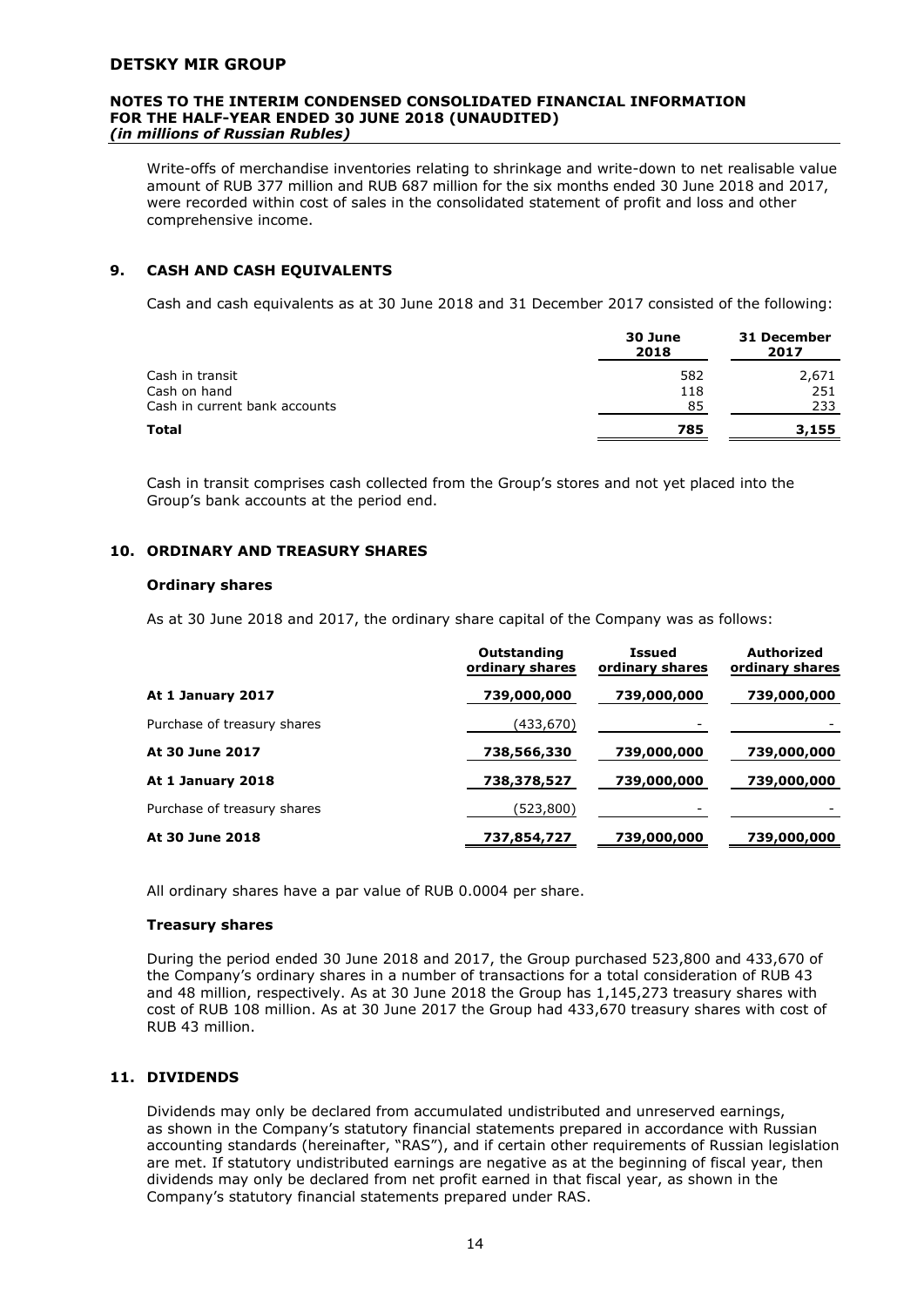Write-offs of merchandise inventories relating to shrinkage and write-down to net realisable value amount of RUB 377 million and RUB 687 million for the six months ended 30 June 2018 and 2017, were recorded within cost of sales in the consolidated statement of profit and loss and other comprehensive income.

## 9. CASH AND CASH EQUIVALENTS

Cash and cash equivalents as at 30 June 2018 and 31 December 2017 consisted of the following:

| | 30 June 2018 | 31 December 2017 |
|---|---|---|
| Cash in transit | 582 | 2,671 |
| Cash on hand | 118 | 251 |
| Cash in current bank accounts | 85 | 233 |
| **Total** | **785** | **3,155** |

Cash in transit comprises cash collected from the Group's stores and not yet placed into the Group's bank accounts at the period end.

## 10. ORDINARY AND TREASURY SHARES

### Ordinary shares

As at 30 June 2018 and 2017, the ordinary share capital of the Company was as follows:

| | Outstanding ordinary shares | Issued ordinary shares | Authorized ordinary shares |
|---|---|---|---|
| **At 1 January 2017** | 739,000,000 | 739,000,000 | 739,000,000 |
| Purchase of treasury shares | (433,670) | - | - |
| **At 30 June 2017** | 738,566,330 | 739,000,000 | 739,000,000 |
| **At 1 January 2018** | 738,378,527 | 739,000,000 | 739,000,000 |
| Purchase of treasury shares | (523,800) | - | - |
| **At 30 June 2018** | 737,854,727 | 739,000,000 | 739,000,000 |

All ordinary shares have a par value of RUB 0.0004 per share.

### Treasury shares

During the period ended 30 June 2018 and 2017, the Group purchased 523,800 and 433,670 of the Company's ordinary shares in a number of transactions for a total consideration of RUB 43 and 48 million, respectively. As at 30 June 2018 the Group has 1,145,273 treasury shares with cost of RUB 108 million. As at 30 June 2017 the Group had 433,670 treasury shares with cost of RUB 43 million.

## 11. DIVIDENDS

Dividends may only be declared from accumulated undistributed and unreserved earnings, as shown in the Company's statutory financial statements prepared in accordance with Russian accounting standards (hereinafter, "RAS"), and if certain other requirements of Russian legislation are met. If statutory undistributed earnings are negative as at the beginning of fiscal year, then dividends may only be declared from net profit earned in that fiscal year, as shown in the Company's statutory financial statements prepared under RAS.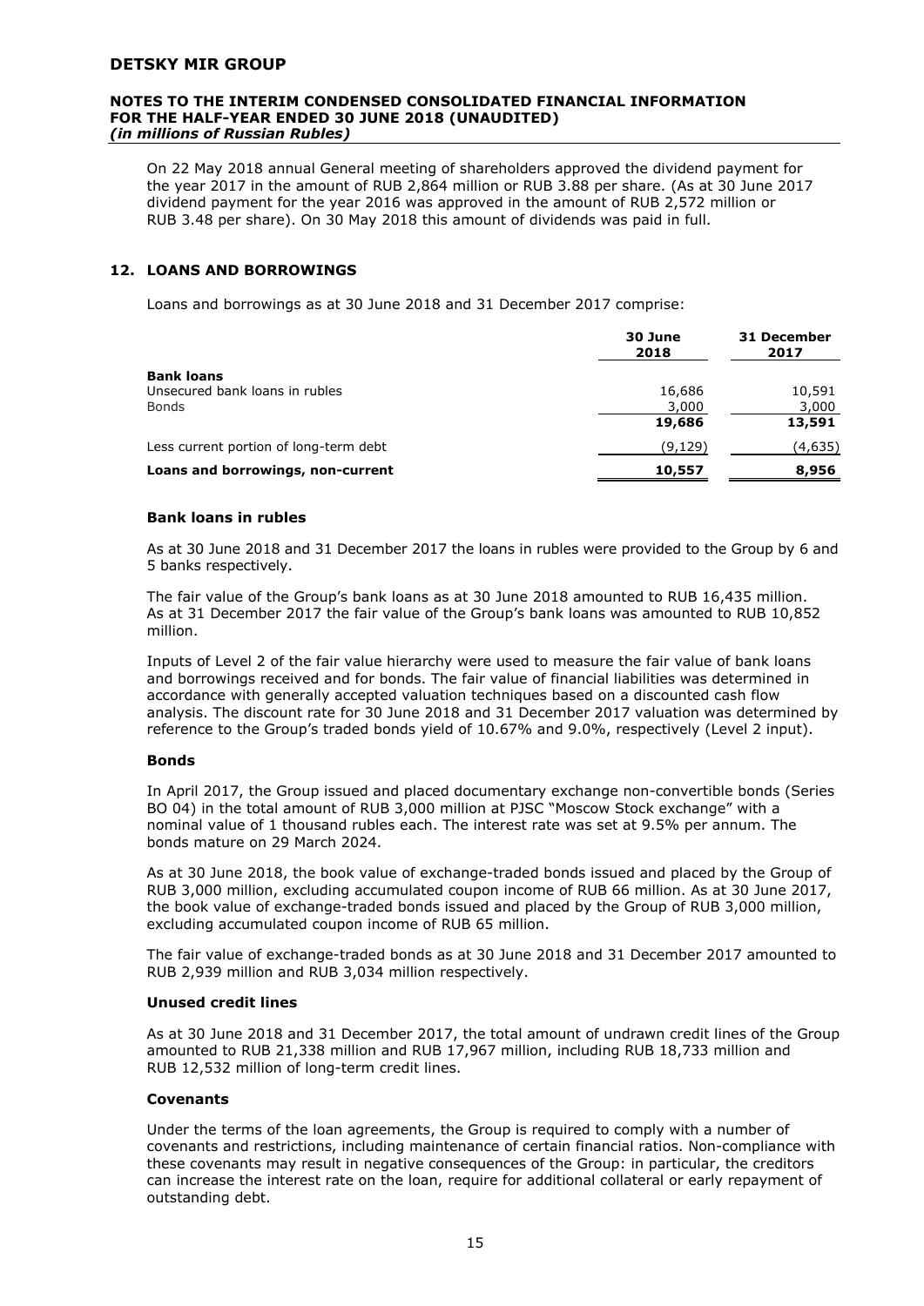On 22 May 2018 annual General meeting of shareholders approved the dividend payment for the year 2017 in the amount of RUB 2,864 million or RUB 3.88 per share. (As at 30 June 2017 dividend payment for the year 2016 was approved in the amount of RUB 2,572 million or RUB 3.48 per share). On 30 May 2018 this amount of dividends was paid in full.

## 12. LOANS AND BORROWINGS

Loans and borrowings as at 30 June 2018 and 31 December 2017 comprise:

| | 30 June 2018 | 31 December 2017 |
|---|---|---|
| **Bank loans** | | |
| Unsecured bank loans in rubles | 16,686 | 10,591 |
| Bonds | 3,000 | 3,000 |
| | **19,686** | **13,591** |
| Less current portion of long-term debt | (9,129) | (4,635) |
| **Loans and borrowings, non-current** | **10,557** | **8,956** |

### Bank loans in rubles

As at 30 June 2018 and 31 December 2017 the loans in rubles were provided to the Group by 6 and 5 banks respectively.

The fair value of the Group's bank loans as at 30 June 2018 amounted to RUB 16,435 million. As at 31 December 2017 the fair value of the Group's bank loans was amounted to RUB 10,852 million.

Inputs of Level 2 of the fair value hierarchy were used to measure the fair value of bank loans and borrowings received and for bonds. The fair value of financial liabilities was determined in accordance with generally accepted valuation techniques based on a discounted cash flow analysis. The discount rate for 30 June 2018 and 31 December 2017 valuation was determined by reference to the Group's traded bonds yield of 10.67% and 9.0%, respectively (Level 2 input).

### Bonds

In April 2017, the Group issued and placed documentary exchange non-convertible bonds (Series BO 04) in the total amount of RUB 3,000 million at PJSC "Moscow Stock exchange" with a nominal value of 1 thousand rubles each. The interest rate was set at 9.5% per annum. The bonds mature on 29 March 2024.

As at 30 June 2018, the book value of exchange-traded bonds issued and placed by the Group of RUB 3,000 million, excluding accumulated coupon income of RUB 66 million. As at 30 June 2017, the book value of exchange-traded bonds issued and placed by the Group of RUB 3,000 million, excluding accumulated coupon income of RUB 65 million.

The fair value of exchange-traded bonds as at 30 June 2018 and 31 December 2017 amounted to RUB 2,939 million and RUB 3,034 million respectively.

### Unused credit lines

As at 30 June 2018 and 31 December 2017, the total amount of undrawn credit lines of the Group amounted to RUB 21,338 million and RUB 17,967 million, including RUB 18,733 million and RUB 12,532 million of long-term credit lines.

### Covenants

Under the terms of the loan agreements, the Group is required to comply with a number of covenants and restrictions, including maintenance of certain financial ratios. Non-compliance with these covenants may result in negative consequences of the Group: in particular, the creditors can increase the interest rate on the loan, require for additional collateral or early repayment of outstanding debt.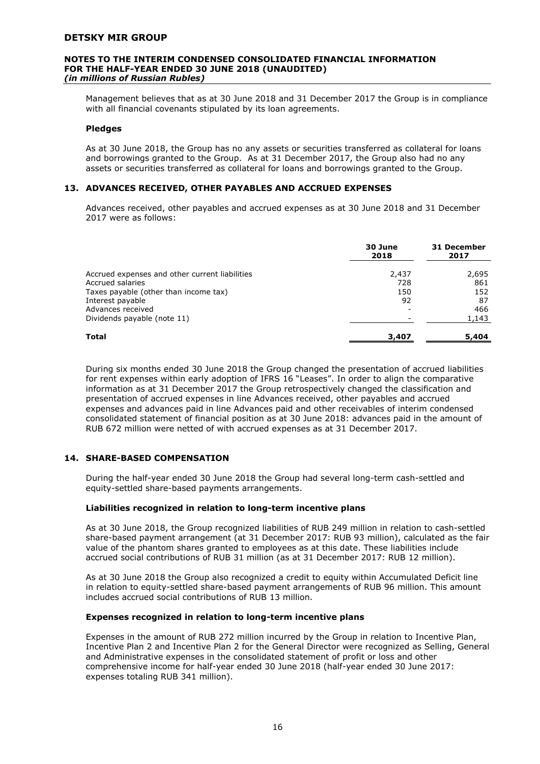Management believes that as at 30 June 2018 and 31 December 2017 the Group is in compliance with all financial covenants stipulated by its loan agreements.

**Pledges**

As at 30 June 2018, the Group has no any assets or securities transferred as collateral for loans and borrowings granted to the Group. As at 31 December 2017, the Group also had no any assets or securities transferred as collateral for loans and borrowings granted to the Group.

## 13. ADVANCES RECEIVED, OTHER PAYABLES AND ACCRUED EXPENSES

Advances received, other payables and accrued expenses as at 30 June 2018 and 31 December 2017 were as follows:

| | 30 June 2018 | 31 December 2017 |
|---|---|---|
| Accrued expenses and other current liabilities | 2,437 | 2,695 |
| Accrued salaries | 728 | 861 |
| Taxes payable (other than income tax) | 150 | 152 |
| Interest payable | 92 | 87 |
| Advances received | - | 466 |
| Dividends payable (note 11) | - | 1,143 |
| **Total** | **3,407** | **5,404** |

During six months ended 30 June 2018 the Group changed the presentation of accrued liabilities for rent expenses within early adoption of IFRS 16 "Leases". In order to align the comparative information as at 31 December 2017 the Group retrospectively changed the classification and presentation of accrued expenses in line Advances received, other payables and accrued expenses and advances paid in line Advances paid and other receivables of interim condensed consolidated statement of financial position as at 30 June 2018: advances paid in the amount of RUB 672 million were netted of with accrued expenses as at 31 December 2017.

## 14. SHARE-BASED COMPENSATION

During the half-year ended 30 June 2018 the Group had several long-term cash-settled and equity-settled share-based payments arrangements.

**Liabilities recognized in relation to long-term incentive plans**

As at 30 June 2018, the Group recognized liabilities of RUB 249 million in relation to cash-settled share-based payment arrangement (at 31 December 2017: RUB 93 million), calculated as the fair value of the phantom shares granted to employees as at this date. These liabilities include accrued social contributions of RUB 31 million (as at 31 December 2017: RUB 12 million).

As at 30 June 2018 the Group also recognized a credit to equity within Accumulated Deficit line in relation to equity-settled share-based payment arrangements of RUB 96 million. This amount includes accrued social contributions of RUB 13 million.

**Expenses recognized in relation to long-term incentive plans**

Expenses in the amount of RUB 272 million incurred by the Group in relation to Incentive Plan, Incentive Plan 2 and Incentive Plan 2 for the General Director were recognized as Selling, General and Administrative expenses in the consolidated statement of profit or loss and other comprehensive income for half-year ended 30 June 2018 (half-year ended 30 June 2017: expenses totaling RUB 341 million).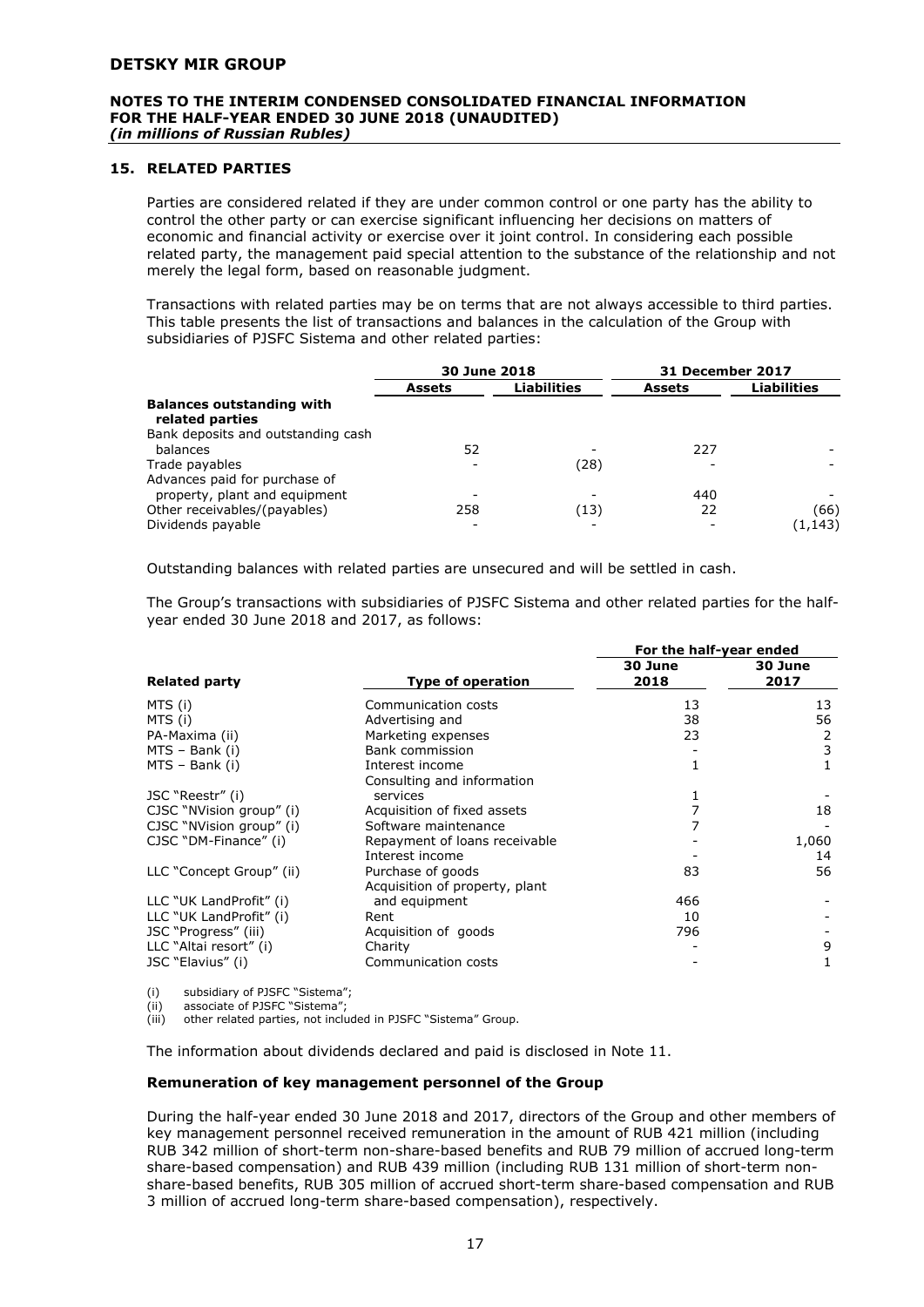## 15. RELATED PARTIES

Parties are considered related if they are under common control or one party has the ability to control the other party or can exercise significant influencing her decisions on matters of economic and financial activity or exercise over it joint control. In considering each possible related party, the management paid special attention to the substance of the relationship and not merely the legal form, based on reasonable judgment.

Transactions with related parties may be on terms that are not always accessible to third parties. This table presents the list of transactions and balances in the calculation of the Group with subsidiaries of PJSFC Sistema and other related parties:

| | 30 June 2018 | | 31 December 2017 | |
|---|---|---|---|---|
| | Assets | Liabilities | Assets | Liabilities |
| **Balances outstanding with related parties** | | | | |
| Bank deposits and outstanding cash balances | 52 | - | 227 | - |
| Trade payables | - | (28) | - | - |
| Advances paid for purchase of property, plant and equipment | - | - | 440 | - |
| Other receivables/(payables) | 258 | (13) | 22 | (66) |
| Dividends payable | - | - | - | (1,143) |

Outstanding balances with related parties are unsecured and will be settled in cash.

The Group's transactions with subsidiaries of PJSFC Sistema and other related parties for the half-year ended 30 June 2018 and 2017, as follows:

| | | For the half-year ended | |
|---|---|---|---|
| Related party | Type of operation | 30 June 2018 | 30 June 2017 |
| MTS (i) | Communication costs | 13 | 13 |
| MTS (i) | Advertising and | 38 | 56 |
| PA-Maxima (ii) | Marketing expenses | 23 | 2 |
| MTS – Bank (i) | Bank commission | - | 3 |
| MTS – Bank (i) | Interest income | 1 | 1 |
| JSC "Reestr" (i) | Consulting and information services | 1 | - |
| CJSC "NVision group" (i) | Acquisition of fixed assets | 7 | 18 |
| CJSC "NVision group" (i) | Software maintenance | 7 | - |
| CJSC "DM-Finance" (i) | Repayment of loans receivable | - | 1,060 |
| | Interest income | - | 14 |
| LLC "Concept Group" (ii) | Purchase of goods | 83 | 56 |
| LLC "UK LandProfit" (i) | Acquisition of property, plant and equipment | 466 | - |
| LLC "UK LandProfit" (i) | Rent | 10 | - |
| JSC "Progress" (iii) | Acquisition of goods | 796 | - |
| LLC "Altai resort" (i) | Charity | - | 9 |
| JSC "Elavius" (i) | Communication costs | - | 1 |

(i) subsidiary of PJSFC "Sistema";
(ii) associate of PJSFC "Sistema";
(iii) other related parties, not included in PJSFC "Sistema" Group.

The information about dividends declared and paid is disclosed in Note 11.

### Remuneration of key management personnel of the Group

During the half-year ended 30 June 2018 and 2017, directors of the Group and other members of key management personnel received remuneration in the amount of RUB 421 million (including RUB 342 million of short-term non-share-based benefits and RUB 79 million of accrued long-term share-based compensation) and RUB 439 million (including RUB 131 million of short-term non-share-based benefits, RUB 305 million of accrued short-term share-based compensation and RUB 3 million of accrued long-term share-based compensation), respectively.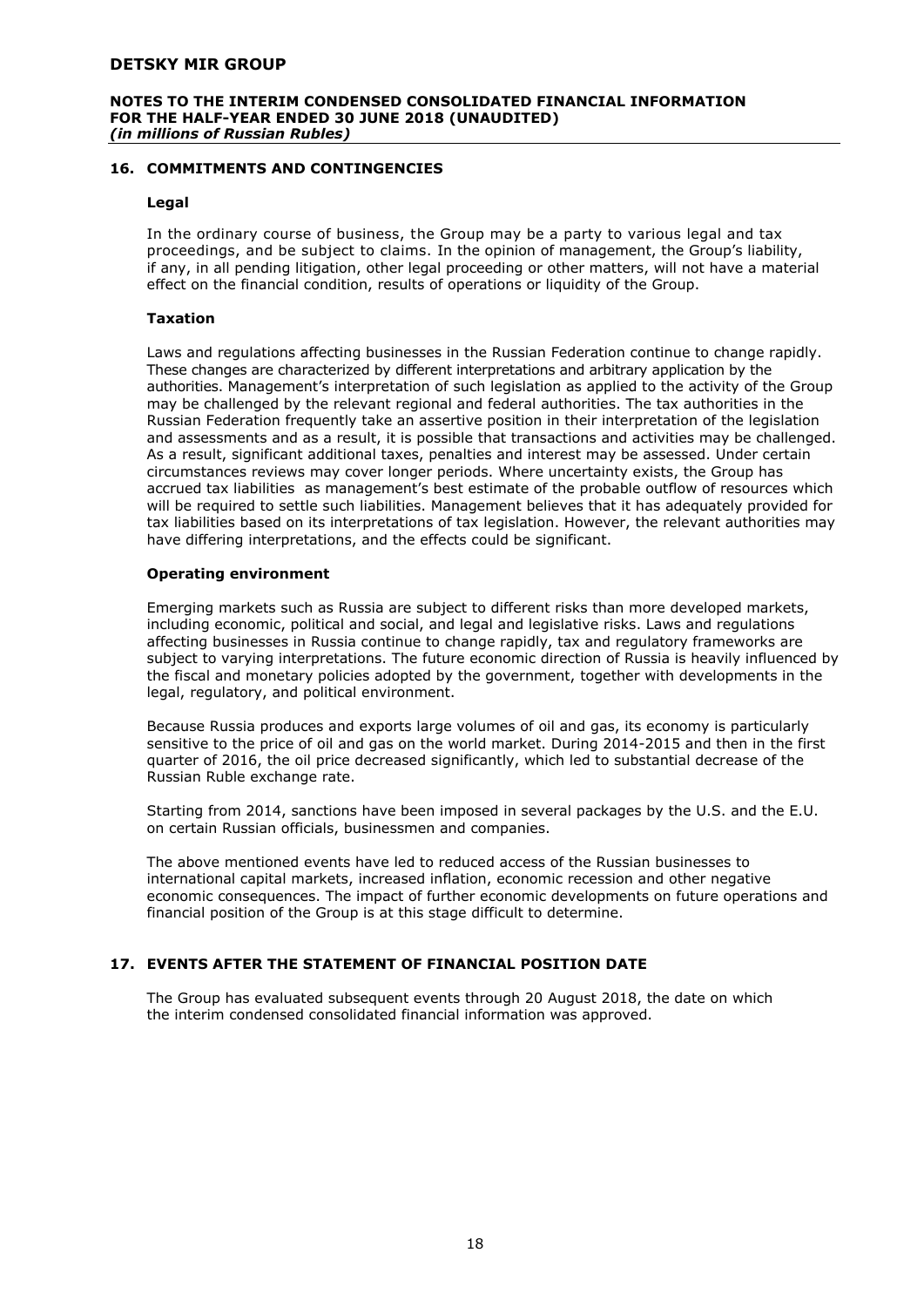## 16. COMMITMENTS AND CONTINGENCIES

### Legal

In the ordinary course of business, the Group may be a party to various legal and tax proceedings, and be subject to claims. In the opinion of management, the Group's liability, if any, in all pending litigation, other legal proceeding or other matters, will not have a material effect on the financial condition, results of operations or liquidity of the Group.

### Taxation

Laws and regulations affecting businesses in the Russian Federation continue to change rapidly. These changes are characterized by different interpretations and arbitrary application by the authorities. Management's interpretation of such legislation as applied to the activity of the Group may be challenged by the relevant regional and federal authorities. The tax authorities in the Russian Federation frequently take an assertive position in their interpretation of the legislation and assessments and as a result, it is possible that transactions and activities may be challenged. As a result, significant additional taxes, penalties and interest may be assessed. Under certain circumstances reviews may cover longer periods. Where uncertainty exists, the Group has accrued tax liabilities as management's best estimate of the probable outflow of resources which will be required to settle such liabilities. Management believes that it has adequately provided for tax liabilities based on its interpretations of tax legislation. However, the relevant authorities may have differing interpretations, and the effects could be significant.

### Operating environment

Emerging markets such as Russia are subject to different risks than more developed markets, including economic, political and social, and legal and legislative risks. Laws and regulations affecting businesses in Russia continue to change rapidly, tax and regulatory frameworks are subject to varying interpretations. The future economic direction of Russia is heavily influenced by the fiscal and monetary policies adopted by the government, together with developments in the legal, regulatory, and political environment.

Because Russia produces and exports large volumes of oil and gas, its economy is particularly sensitive to the price of oil and gas on the world market. During 2014-2015 and then in the first quarter of 2016, the oil price decreased significantly, which led to substantial decrease of the Russian Ruble exchange rate.

Starting from 2014, sanctions have been imposed in several packages by the U.S. and the E.U. on certain Russian officials, businessmen and companies.

The above mentioned events have led to reduced access of the Russian businesses to international capital markets, increased inflation, economic recession and other negative economic consequences. The impact of further economic developments on future operations and financial position of the Group is at this stage difficult to determine.

## 17. EVENTS AFTER THE STATEMENT OF FINANCIAL POSITION DATE

The Group has evaluated subsequent events through 20 August 2018, the date on which the interim condensed consolidated financial information was approved.